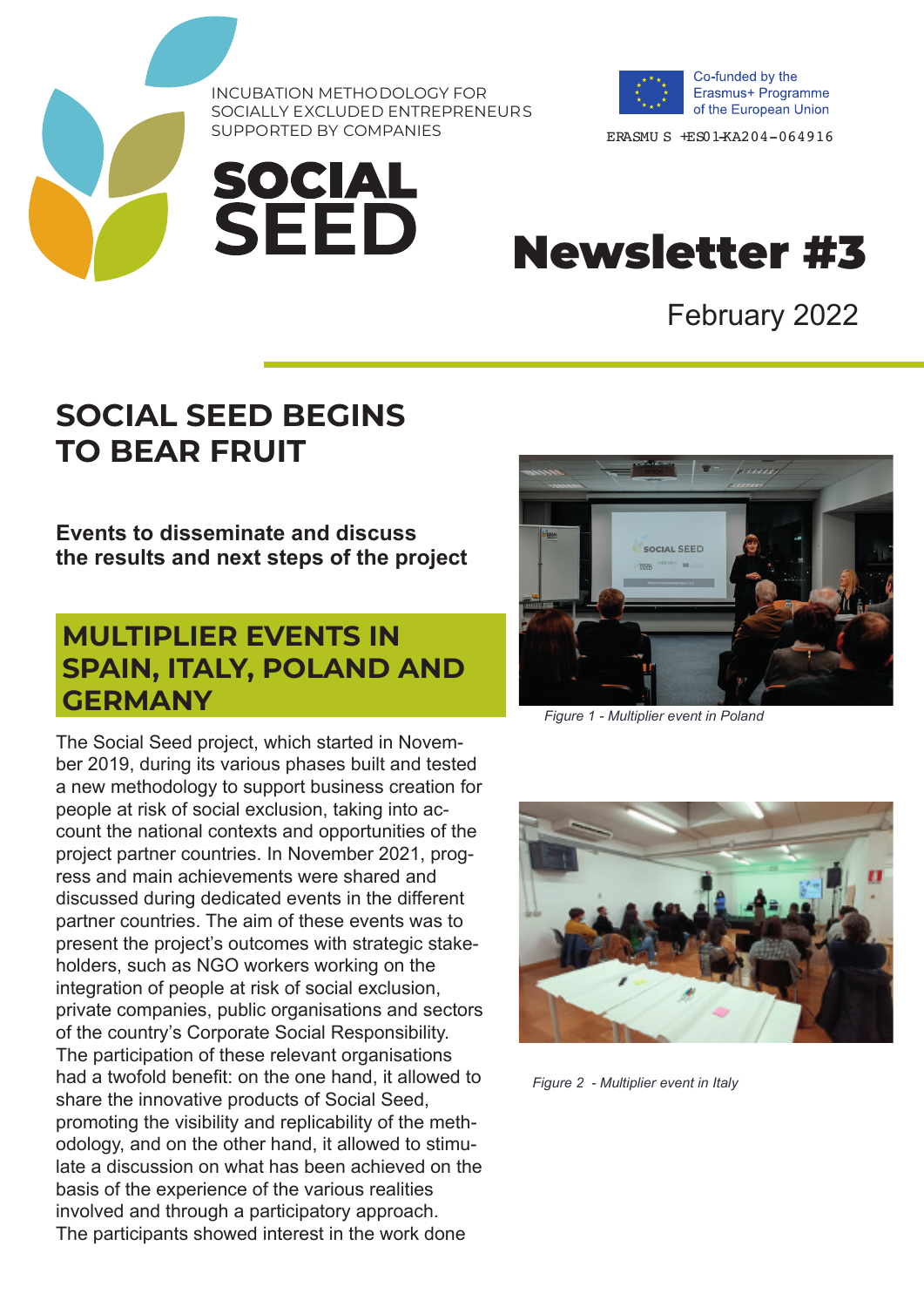INCUBATION METHODOLOGY FOR SOCIALLY EXCLUDED ENTREPRENEURS SUPPORTED BY COMPANIES

# SOCIAL SEED

Co-funded by the Erasmus+ Programme of the European Union

ERASMUS +ES01-KA204-064916

# Newsletter #3

February 2022

## SOCIAL SEED BEGINS TO BEAR FRUIT

**Events to disseminate and discuss the results and next steps of the project**

## MULTIPLIER EVENTS IN SPAIN, ITALY, POLAND AND GERMANY

The Social Seed project, which started in November 2019, during its various phases built and tested a new methodology to support business creation for people at risk of social exclusion, taking into account the national contexts and opportunities of the project partner countries. In November 2021, progress and main achievements were shared and discussed during dedicated events in the different partner countries. The aim of these events was to present the project's outcomes with strategic stakeholders, such as NGO workers working on the integration of people at risk of social exclusion, private companies, public organisations and sectors of the country's Corporate Social Responsibility. The participation of these relevant organisations had a twofold benefit: on the one hand, it allowed to share the innovative products of Social Seed, promoting the visibility and replicability of the methodology, and on the other hand, it allowed to stimulate a discussion on what has been achieved on the basis of the experience of the various realities involved and through a participatory approach. The participants showed interest in the work done

*Figure 1 - Multiplier event in Poland*

*Figure 2 - Multiplier event in Italy*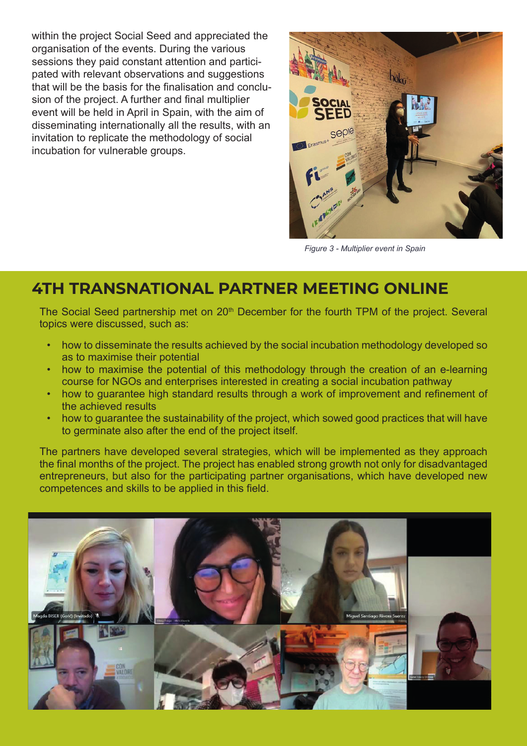within the project Social Seed and appreciated the organisation of the events. During the various sessions they paid constant attention and participated with relevant observations and suggestions that will be the basis for the finalisation and conclusion of the project. A further and final multiplier event will be held in April in Spain, with the aim of disseminating internationally all the results, with an invitation to replicate the methodology of social incubation for vulnerable groups.

*Figure 3 - Multiplier event in Spain*

## 4TH TRANSNATIONAL PARTNER MEETING ONLINE

The Social Seed partnership met on 20th December for the fourth TPM of the project. Several topics were discussed, such as:

- how to disseminate the results achieved by the social incubation methodology developed so as to maximise their potential
- how to maximise the potential of this methodology through the creation of an e-learning course for NGOs and enterprises interested in creating a social incubation pathway
- how to guarantee high standard results through a work of improvement and refinement of the achieved results
- how to guarantee the sustainability of the project, which sowed good practices that will have to germinate also after the end of the project itself.

The partners have developed several strategies, which will be implemented as they approach the final months of the project. The project has enabled strong growth not only for disadvantaged entrepreneurs, but also for the participating partner organisations, which have developed new competences and skills to be applied in this field.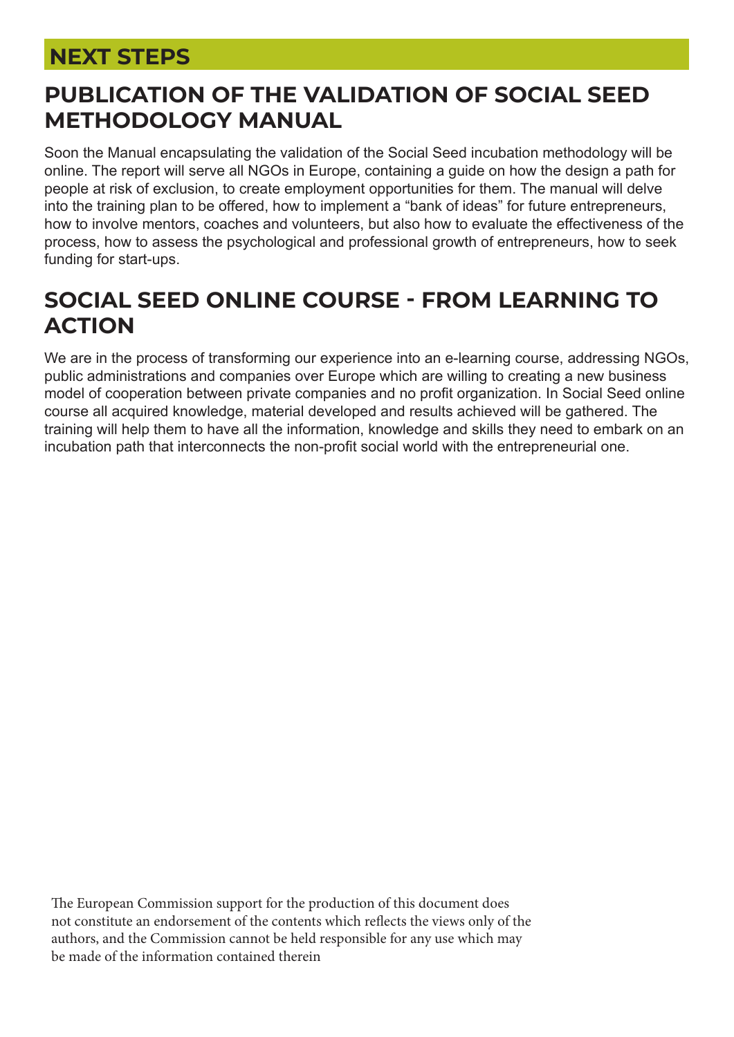# NEXT STEPS

## PUBLICATION OF THE VALIDATION OF SOCIAL SEED METHODOLOGY MANUAL

Soon the Manual encapsulating the validation of the Social Seed incubation methodology will be online. The report will serve all NGOs in Europe, containing a guide on how the design a path for people at risk of exclusion, to create employment opportunities for them. The manual will delve into the training plan to be offered, how to implement a "bank of ideas" for future entrepreneurs, how to involve mentors, coaches and volunteers, but also how to evaluate the effectiveness of the process, how to assess the psychological and professional growth of entrepreneurs, how to seek funding for start-ups.

## SOCIAL SEED ONLINE COURSE - FROM LEARNING TO ACTION

We are in the process of transforming our experience into an e-learning course, addressing NGOs, public administrations and companies over Europe which are willing to creating a new business model of cooperation between private companies and no profit organization. In Social Seed online course all acquired knowledge, material developed and results achieved will be gathered. The training will help them to have all the information, knowledge and skills they need to embark on an incubation path that interconnects the non-profit social world with the entrepreneurial one.

The European Commission support for the production of this document does not constitute an endorsement of the contents which reflects the views only of the authors, and the Commission cannot be held responsible for any use which may be made of the information contained therein